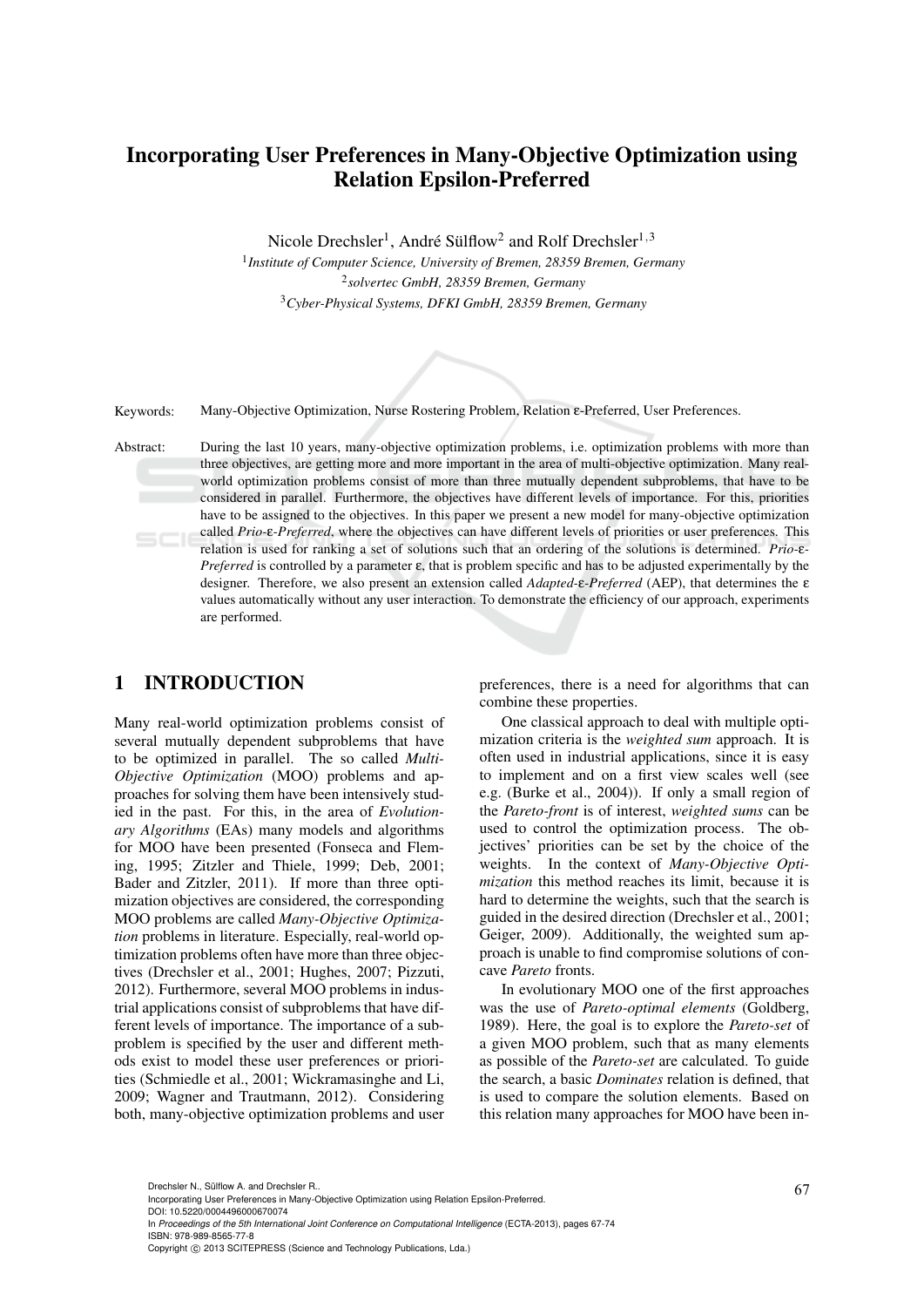# Incorporating User Preferences in Many-Objective Optimization using Relation Epsilon-Preferred

Nicole Drechsler[1], André Sülflow[2] and Rolf Drechsler[1,3]

[1] *Institute of Computer Science, University of Bremen, 28359 Bremen, Germany*
[2] *solvertec GmbH, 28359 Bremen, Germany*
[3] *Cyber-Physical Systems, DFKI GmbH, 28359 Bremen, Germany*

Keywords: Many-Objective Optimization, Nurse Rostering Problem, Relation ε-Preferred, User Preferences.

Abstract: During the last 10 years, many-objective optimization problems, i.e. optimization problems with more than three objectives, are getting more and more important in the area of multi-objective optimization. Many real-world optimization problems consist of more than three mutually dependent subproblems, that have to be considered in parallel. Furthermore, the objectives have different levels of importance. For this, priorities have to be assigned to the objectives. In this paper we present a new model for many-objective optimization called *Prio-ε-Preferred*, where the objectives can have different levels of priorities or user preferences. This relation is used for ranking a set of solutions such that an ordering of the solutions is determined. *Prio-ε-Preferred* is controlled by a parameter ε, that is problem specific and has to be adjusted experimentally by the designer. Therefore, we also present an extension called *Adapted-ε-Preferred* (AEP), that determines the ε values automatically without any user interaction. To demonstrate the efficiency of our approach, experiments are performed.

## 1 INTRODUCTION

Many real-world optimization problems consist of several mutually dependent subproblems that have to be optimized in parallel. The so called *Multi-Objective Optimization* (MOO) problems and approaches for solving them have been intensively studied in the past. For this, in the area of *Evolutionary Algorithms* (EAs) many models and algorithms for MOO have been presented (Fonseca and Fleming, 1995; Zitzler and Thiele, 1999; Deb, 2001; Bader and Zitzler, 2011). If more than three optimization objectives are considered, the corresponding MOO problems are called *Many-Objective Optimization* problems in literature. Especially, real-world optimization problems often have more than three objectives (Drechsler et al., 2001; Hughes, 2007; Pizzuti, 2012). Furthermore, several MOO problems in industrial applications consist of subproblems that have different levels of importance. The importance of a subproblem is specified by the user and different methods exist to model these user preferences or priorities (Schmiedle et al., 2001; Wickramasinghe and Li, 2009; Wagner and Trautmann, 2012). Considering both, many-objective optimization problems and user preferences, there is a need for algorithms that can combine these properties.

One classical approach to deal with multiple optimization criteria is the *weighted sum* approach. It is often used in industrial applications, since it is easy to implement and on a first view scales well (see e.g. (Burke et al., 2004)). If only a small region of the *Pareto-front* is of interest, *weighted sums* can be used to control the optimization process. The objectives' priorities can be set by the choice of the weights. In the context of *Many-Objective Optimization* this method reaches its limit, because it is hard to determine the weights, such that the search is guided in the desired direction (Drechsler et al., 2001; Geiger, 2009). Additionally, the weighted sum approach is unable to find compromise solutions of concave *Pareto* fronts.

In evolutionary MOO one of the first approaches was the use of *Pareto-optimal elements* (Goldberg, 1989). Here, the goal is to explore the *Pareto-set* of a given MOO problem, such that as many elements as possible of the *Pareto-set* are calculated. To guide the search, a basic *Dominates* relation is defined, that is used to compare the solution elements. Based on this relation many approaches for MOO have been in-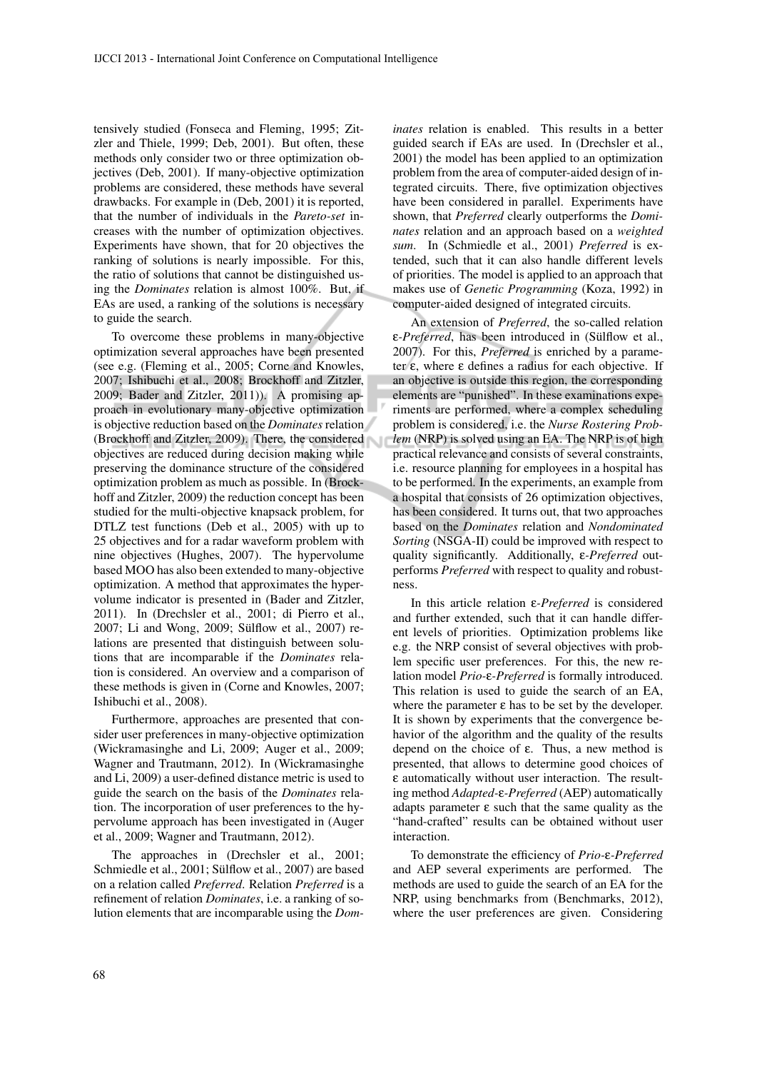tensively studied (Fonseca and Fleming, 1995; Zitzler and Thiele, 1999; Deb, 2001). But often, these methods only consider two or three optimization objectives (Deb, 2001). If many-objective optimization problems are considered, these methods have several drawbacks. For example in (Deb, 2001) it is reported, that the number of individuals in the *Pareto-set* increases with the number of optimization objectives. Experiments have shown, that for 20 objectives the ranking of solutions is nearly impossible. For this, the ratio of solutions that cannot be distinguished using the *Dominates* relation is almost 100%. But, if EAs are used, a ranking of the solutions is necessary to guide the search.

To overcome these problems in many-objective optimization several approaches have been presented (see e.g. (Fleming et al., 2005; Corne and Knowles, 2007; Ishibuchi et al., 2008; Brockhoff and Zitzler, 2009; Bader and Zitzler, 2011)). A promising approach in evolutionary many-objective optimization is objective reduction based on the *Dominates* relation (Brockhoff and Zitzler, 2009). There, the considered objectives are reduced during decision making while preserving the dominance structure of the considered optimization problem as much as possible. In (Brockhoff and Zitzler, 2009) the reduction concept has been studied for the multi-objective knapsack problem, for DTLZ test functions (Deb et al., 2005) with up to 25 objectives and for a radar waveform problem with nine objectives (Hughes, 2007). The hypervolume based MOO has also been extended to many-objective optimization. A method that approximates the hypervolume indicator is presented in (Bader and Zitzler, 2011). In (Drechsler et al., 2001; di Pierro et al., 2007; Li and Wong, 2009; Sülflow et al., 2007) relations are presented that distinguish between solutions that are incomparable if the *Dominates* relation is considered. An overview and a comparison of these methods is given in (Corne and Knowles, 2007; Ishibuchi et al., 2008).

Furthermore, approaches are presented that consider user preferences in many-objective optimization (Wickramasinghe and Li, 2009; Auger et al., 2009; Wagner and Trautmann, 2012). In (Wickramasinghe and Li, 2009) a user-defined distance metric is used to guide the search on the basis of the *Dominates* relation. The incorporation of user preferences to the hypervolume approach has been investigated in (Auger et al., 2009; Wagner and Trautmann, 2012).

The approaches in (Drechsler et al., 2001; Schmiedle et al., 2001; Sülflow et al., 2007) are based on a relation called *Preferred*. Relation *Preferred* is a refinement of relation *Dominates*, i.e. a ranking of solution elements that are incomparable using the *Dominates* relation is enabled. This results in a better guided search if EAs are used. In (Drechsler et al., 2001) the model has been applied to an optimization problem from the area of computer-aided design of integrated circuits. There, five optimization objectives have been considered in parallel. Experiments have shown, that *Preferred* clearly outperforms the *Dominates* relation and an approach based on a *weighted sum*. In (Schmiedle et al., 2001) *Preferred* is extended, such that it can also handle different levels of priorities. The model is applied to an approach that makes use of *Genetic Programming* (Koza, 1992) in computer-aided designed of integrated circuits.

An extension of *Preferred*, the so-called relation *ε-Preferred*, has been introduced in (Sülflow et al., 2007). For this, *Preferred* is enriched by a parameter $\varepsilon$, where $\varepsilon$ defines a radius for each objective. If an objective is outside this region, the corresponding elements are "punished". In these examinations experiments are performed, where a complex scheduling problem is considered, i.e. the *Nurse Rostering Problem* (NRP) is solved using an EA. The NRP is of high practical relevance and consists of several constraints, i.e. resource planning for employees in a hospital has to be performed. In the experiments, an example from a hospital that consists of 26 optimization objectives, has been considered. It turns out, that two approaches based on the *Dominates* relation and *Nondominated Sorting* (NSGA-II) could be improved with respect to quality significantly. Additionally, *ε-Preferred* outperforms *Preferred* with respect to quality and robustness.

In this article relation *ε-Preferred* is considered and further extended, such that it can handle different levels of priorities. Optimization problems like e.g. the NRP consist of several objectives with problem specific user preferences. For this, the new relation model *Prio-ε-Preferred* is formally introduced. This relation is used to guide the search of an EA, where the parameter $\varepsilon$ has to be set by the developer. It is shown by experiments that the convergence behavior of the algorithm and the quality of the results depend on the choice of $\varepsilon$. Thus, a new method is presented, that allows to determine good choices of $\varepsilon$ automatically without user interaction. The resulting method *Adapted-ε-Preferred* (AEP) automatically adapts parameter $\varepsilon$ such that the same quality as the "hand-crafted" results can be obtained without user interaction.

To demonstrate the efficiency of *Prio-ε-Preferred* and AEP several experiments are performed. The methods are used to guide the search of an EA for the NRP, using benchmarks from (Benchmarks, 2012), where the user preferences are given. Considering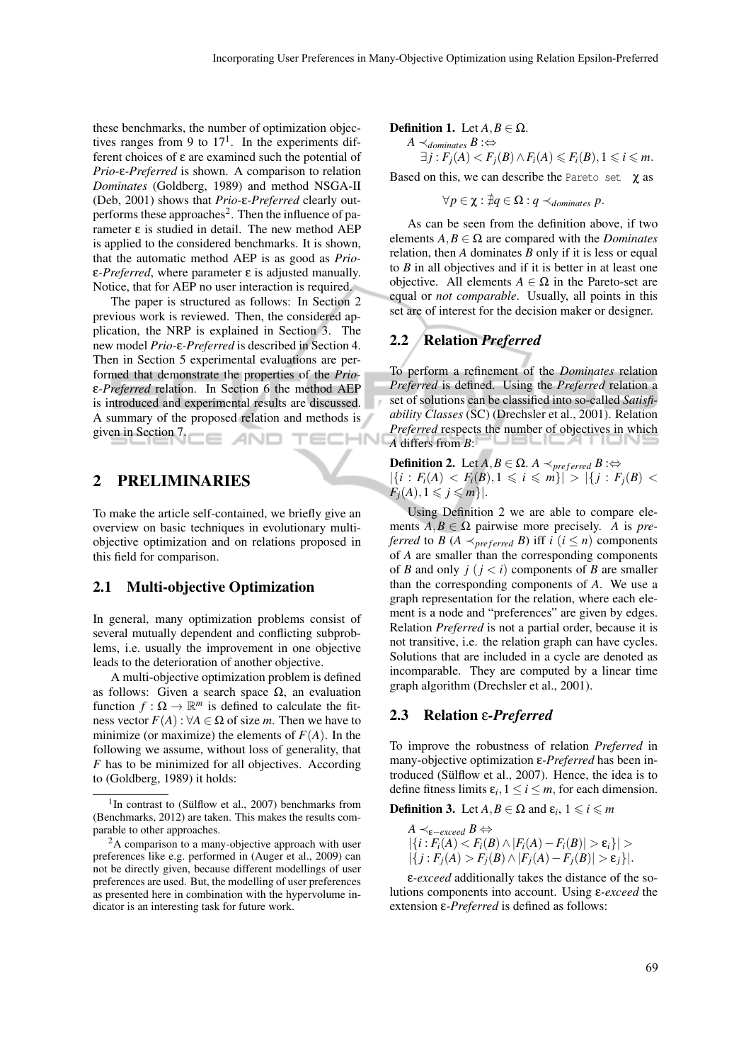these benchmarks, the number of optimization objectives ranges from 9 to 17[1]. In the experiments different choices of ε are examined such the potential of *Prio-ε-Preferred* is shown. A comparison to relation *Dominates* (Goldberg, 1989) and method NSGA-II (Deb, 2001) shows that *Prio-ε-Preferred* clearly outperforms these approaches[2]. Then the influence of parameter ε is studied in detail. The new method AEP is applied to the considered benchmarks. It is shown, that the automatic method AEP is as good as *Prio-ε-Preferred*, where parameter ε is adjusted manually. Notice, that for AEP no user interaction is required.

The paper is structured as follows: In Section 2 previous work is reviewed. Then, the considered application, the NRP is explained in Section 3. The new model *Prio-ε-Preferred* is described in Section 4. Then in Section 5 experimental evaluations are performed that demonstrate the properties of the *Prio-ε-Preferred* relation. In Section 6 the method AEP is introduced and experimental results are discussed. A summary of the proposed relation and methods is given in Section 7.

[1] In contrast to (Sülflow et al., 2007) benchmarks from (Benchmarks, 2012) are taken. This makes the results comparable to other approaches.

[2] A comparison to a many-objective approach with user preferences like e.g. performed in (Auger et al., 2009) can not be directly given, because different modellings of user preferences are used. But, the modelling of user preferences as presented here in combination with the hypervolume indicator is an interesting task for future work.

## 2 PRELIMINARIES

To make the article self-contained, we briefly give an overview on basic techniques in evolutionary multi-objective optimization and on relations proposed in this field for comparison.

### 2.1 Multi-objective Optimization

In general, many optimization problems consist of several mutually dependent and conflicting subproblems, i.e. usually the improvement in one objective leads to the deterioration of another objective.

A multi-objective optimization problem is defined as follows: Given a search space $\Omega$, an evaluation function $f : \Omega \to \mathbb{R}^m$ is defined to calculate the fitness vector $F(A) : \forall A \in \Omega$ of size $m$. Then we have to minimize (or maximize) the elements of $F(A)$. In the following we assume, without loss of generality, that $F$ has to be minimized for all objectives. According to (Goldberg, 1989) it holds:

**Definition 1.** Let $A, B \in \Omega$.

$$A \prec_{dominates} B :\Leftrightarrow$$
$$\exists j : F_j(A) < F_j(B) \wedge F_i(A) \leqslant F_i(B), 1 \leqslant i \leqslant m.$$

Based on this, we can describe the Pareto set $\chi$ as

$$\forall p \in \chi : \nexists q \in \Omega : q \prec_{dominates} p.$$

As can be seen from the definition above, if two elements $A, B \in \Omega$ are compared with the *Dominates* relation, then $A$ dominates $B$ only if it is less or equal to $B$ in all objectives and if it is better in at least one objective. All elements $A \in \Omega$ in the Pareto-set are equal or *not comparable*. Usually, all points in this set are of interest for the decision maker or designer.

### 2.2 Relation *Preferred*

To perform a refinement of the *Dominates* relation *Preferred* is defined. Using the *Preferred* relation a set of solutions can be classified into so-called *Satisfiability Classes* (SC) (Drechsler et al., 2001). Relation *Preferred* respects the number of objectives in which $A$ differs from $B$:

**Definition 2.** Let $A, B \in \Omega$. $A \prec_{preferred} B :\Leftrightarrow$ $|\{i : F_i(A) < F_i(B), 1 \leqslant i \leqslant m\}| > |\{j : F_j(B) < F_j(A), 1 \leqslant j \leqslant m\}|$.

Using Definition 2 we are able to compare elements $A, B \in \Omega$ pairwise more precisely. $A$ is *preferred* to $B$ ($A \prec_{preferred} B$) iff $i$ ($i \leq n$) components of $A$ are smaller than the corresponding components of $B$ and only $j$ ($j < i$) components of $B$ are smaller than the corresponding components of $A$. We use a graph representation for the relation, where each element is a node and "preferences" are given by edges. Relation *Preferred* is not a partial order, because it is not transitive, i.e. the relation graph can have cycles. Solutions that are included in a cycle are denoted as incomparable. They are computed by a linear time graph algorithm (Drechsler et al., 2001).

### 2.3 Relation ε*-Preferred*

To improve the robustness of relation *Preferred* in many-objective optimization *ε-Preferred* has been introduced (Sülflow et al., 2007). Hence, the idea is to define fitness limits $\varepsilon_i, 1 \leq i \leq m$, for each dimension.

**Definition 3.** Let $A, B \in \Omega$ and $\varepsilon_i$, $1 \leqslant i \leqslant m$

$$A \prec_{\varepsilon-exceed} B \Leftrightarrow$$
$$|\{i : F_i(A) < F_i(B) \wedge |F_i(A) - F_i(B)| > \varepsilon_i\}| >$$
$$|\{j : F_j(A) > F_j(B) \wedge |F_j(A) - F_j(B)| > \varepsilon_j\}|.$$

*ε-exceed* additionally takes the distance of the solutions components into account. Using *ε-exceed* the extension *ε-Preferred* is defined as follows: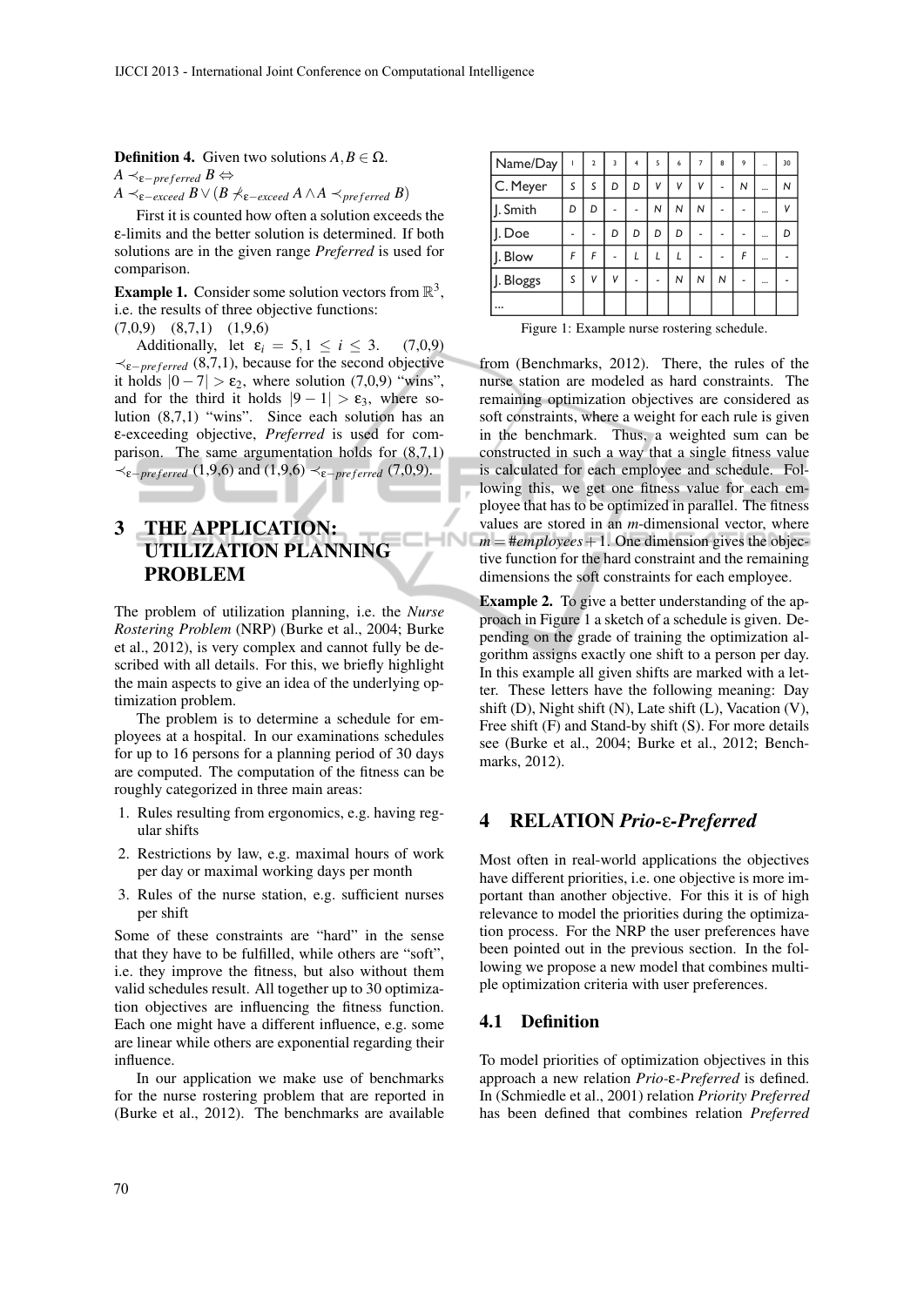**Definition 4.** Given two solutions $A, B \in \Omega$.
$A \prec_{\varepsilon-preferred} B \Leftrightarrow$
$A \prec_{\varepsilon-exceed} B \vee (B \not\prec_{\varepsilon-exceed} A \wedge A \prec_{preferred} B)$

First it is counted how often a solution exceeds the ε-limits and the better solution is determined. If both solutions are in the given range *Preferred* is used for comparison.

**Example 1.** Consider some solution vectors from $\mathbb{R}^3$, i.e. the results of three objective functions:
(7,0,9) (8,7,1) (1,9,6)

Additionally, let $\varepsilon_i = 5, 1 \leq i \leq 3$. (7,0,9) $\prec_{\varepsilon-preferred}$ (8,7,1), because for the second objective it holds $|0-7| > \varepsilon_2$, where solution (7,0,9) "wins", and for the third it holds $|9-1| > \varepsilon_3$, where solution (8,7,1) "wins". Since each solution has an ε-exceeding objective, *Preferred* is used for comparison. The same argumentation holds for (8,7,1) $\prec_{\varepsilon-preferred}$ (1,9,6) and (1,9,6) $\prec_{\varepsilon-preferred}$ (7,0,9).

## 3 THE APPLICATION: UTILIZATION PLANNING PROBLEM

The problem of utilization planning, i.e. the *Nurse Rostering Problem* (NRP) (Burke et al., 2004; Burke et al., 2012), is very complex and cannot fully be described with all details. For this, we briefly highlight the main aspects to give an idea of the underlying optimization problem.

The problem is to determine a schedule for employees at a hospital. In our examinations schedules for up to 16 persons for a planning period of 30 days are computed. The computation of the fitness can be roughly categorized in three main areas:

1. Rules resulting from ergonomics, e.g. having regular shifts
2. Restrictions by law, e.g. maximal hours of work per day or maximal working days per month
3. Rules of the nurse station, e.g. sufficient nurses per shift

Some of these constraints are "hard" in the sense that they have to be fulfilled, while others are "soft", i.e. they improve the fitness, but also without them valid schedules result. All together up to 30 optimization objectives are influencing the fitness function. Each one might have a different influence, e.g. some are linear while others are exponential regarding their influence.

In our application we make use of benchmarks for the nurse rostering problem that are reported in (Burke et al., 2012). The benchmarks are available

| Name/Day | 1 | 2 | 3 | 4 | 5 | 6 | 7 | 8 | 9 | ... | 30 |
|---|---|---|---|---|---|---|---|---|---|---|---|
| C. Meyer | S | S | D | D | V | V | V | - | N | ... | N |
| J. Smith | D | D | - | - | N | N | N | - | - | ... | V |
| J. Doe | - | - | D | D | D | D | - | - | - | ... | D |
| J. Blow | F | F | - | L | L | L | - | - | F | ... | - |
| J. Bloggs | S | V | V | - | - | N | N | N | - | ... | - |
| ... | | | | | | | | | | | |

Figure 1: Example nurse rostering schedule.

from (Benchmarks, 2012). There, the rules of the nurse station are modeled as hard constraints. The remaining optimization objectives are considered as soft constraints, where a weight for each rule is given in the benchmark. Thus, a weighted sum can be constructed in such a way that a single fitness value is calculated for each employee and schedule. Following this, we get one fitness value for each employee that has to be optimized in parallel. The fitness values are stored in an *m*-dimensional vector, where $m = \#employees + 1$. One dimension gives the objective function for the hard constraint and the remaining dimensions the soft constraints for each employee.

**Example 2.** To give a better understanding of the approach in Figure 1 a sketch of a schedule is given. Depending on the grade of training the optimization algorithm assigns exactly one shift to a person per day. In this example all given shifts are marked with a letter. These letters have the following meaning: Day shift (D), Night shift (N), Late shift (L), Vacation (V), Free shift (F) and Stand-by shift (S). For more details see (Burke et al., 2004; Burke et al., 2012; Benchmarks, 2012).

## 4 RELATION *Prio-ε-Preferred*

Most often in real-world applications the objectives have different priorities, i.e. one objective is more important than another objective. For this it is of high relevance to model the priorities during the optimization process. For the NRP the user preferences have been pointed out in the previous section. In the following we propose a new model that combines multiple optimization criteria with user preferences.

### 4.1 Definition

To model priorities of optimization objectives in this approach a new relation *Prio-ε-Preferred* is defined. In (Schmiedle et al., 2001) relation *Priority Preferred* has been defined that combines relation *Preferred*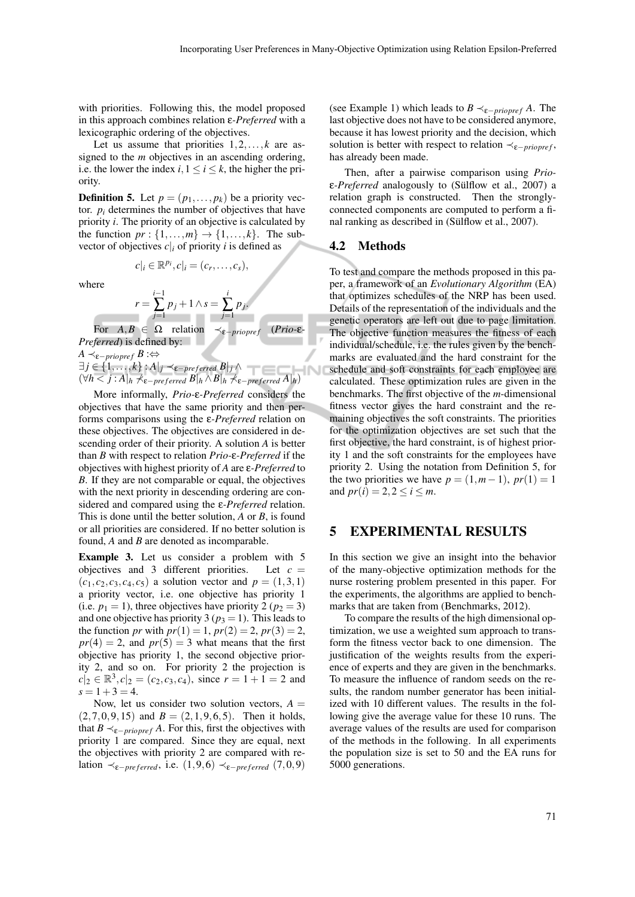with priorities. Following this, the model proposed in this approach combines relation ε-*Preferred* with a lexicographic ordering of the objectives.

Let us assume that priorities $1, 2, \ldots, k$ are assigned to the $m$ objectives in an ascending ordering, i.e. the lower the index $i, 1 \leq i \leq k$, the higher the priority.

**Definition 5.** Let $p = (p_1, \ldots, p_k)$ be a priority vector. $p_i$ determines the number of objectives that have priority $i$. The priority of an objective is calculated by the function $pr : \{1, \ldots, m\} \to \{1, \ldots, k\}$. The subvector of objectives $c|_i$ of priority $i$ is defined as

$$c|_i \in \mathbb{R}^{p_i}, c|_i = (c_r, \ldots, c_s),$$

where

$$r = \sum_{j=1}^{i-1} p_j + 1 \wedge s = \sum_{j=1}^{i} p_j.$$

For $A, B \in \Omega$ relation $\prec_{\varepsilon-priopref}$ (*Prio-ε-Preferred*) is defined by:

$A \prec_{\varepsilon-priopref} B :\Leftrightarrow$
$\exists j \in \{1, \ldots, k\} : A|_j \prec_{\varepsilon-preferred} B|_j \wedge$
$(\forall h < j : A|_h \not\prec_{\varepsilon-preferred} B|_h \wedge B|_h \not\prec_{\varepsilon-preferred} A|_h)$

More informally, *Prio-ε-Preferred* considers the objectives that have the same priority and then performs comparisons using the ε-*Preferred* relation on these objectives. The objectives are considered in descending order of their priority. A solution $A$ is better than $B$ with respect to relation *Prio-ε-Preferred* if the objectives with highest priority of $A$ are ε-*Preferred* to $B$. If they are not comparable or equal, the objectives with the next priority in descending ordering are considered and compared using the ε-*Preferred* relation. This is done until the better solution, $A$ or $B$, is found or all priorities are considered. If no better solution is found, $A$ and $B$ are denoted as incomparable.

**Example 3.** Let us consider a problem with 5 objectives and 3 different priorities. Let $c = (c_1, c_2, c_3, c_4, c_5)$ a solution vector and $p = (1, 3, 1)$ a priority vector, i.e. one objective has priority 1 (i.e. $p_1 = 1$), three objectives have priority 2 ($p_2 = 3$) and one objective has priority 3 ($p_3 = 1$). This leads to the function $pr$ with $pr(1) = 1$, $pr(2) = 2$, $pr(3) = 2$, $pr(4) = 2$, and $pr(5) = 3$ what means that the first objective has priority 1, the second objective priority 2, and so on. For priority 2 the projection is $c|_2 \in \mathbb{R}^3, c|_2 = (c_2, c_3, c_4)$, since $r = 1 + 1 = 2$ and $s = 1 + 3 = 4$.

Now, let us consider two solution vectors, $A = (2, 7, 0, 9, 15)$ and $B = (2, 1, 9, 6, 5)$. Then it holds, that $B \prec_{\varepsilon-priopref} A$. For this, first the objectives with priority 1 are compared. Since they are equal, next the objectives with priority 2 are compared with relation $\prec_{\varepsilon-preferred}$, i.e. $(1, 9, 6) \prec_{\varepsilon-preferred} (7, 0, 9)$ (see Example 1) which leads to $B \prec_{\varepsilon-priopref} A$. The last objective does not have to be considered anymore, because it has lowest priority and the decision, which solution is better with respect to relation $\prec_{\varepsilon-priopref}$, has already been made.

Then, after a pairwise comparison using *Prio-ε-Preferred* analogously to (Sülflow et al., 2007) a relation graph is constructed. Then the strongly-connected components are computed to perform a final ranking as described in (Sülflow et al., 2007).

### 4.2 Methods

To test and compare the methods proposed in this paper, a framework of an *Evolutionary Algorithm* (EA) that optimizes schedules of the NRP has been used. Details of the representation of the individuals and the genetic operators are left out due to page limitation. The objective function measures the fitness of each individual/schedule, i.e. the rules given by the benchmarks are evaluated and the hard constraint for the schedule and soft constraints for each employee are calculated. These optimization rules are given in the benchmarks. The first objective of the $m$-dimensional fitness vector gives the hard constraint and the remaining objectives the soft constraints. The priorities for the optimization objectives are set such that the first objective, the hard constraint, is of highest priority 1 and the soft constraints for the employees have priority 2. Using the notation from Definition 5, for the two priorities we have $p = (1, m-1)$, $pr(1) = 1$ and $pr(i) = 2, 2 \leq i \leq m$.

## 5 EXPERIMENTAL RESULTS

In this section we give an insight into the behavior of the many-objective optimization methods for the nurse rostering problem presented in this paper. For the experiments, the algorithms are applied to benchmarks that are taken from (Benchmarks, 2012).

To compare the results of the high dimensional optimization, we use a weighted sum approach to transform the fitness vector back to one dimension. The justification of the weights results from the experience of experts and they are given in the benchmarks. To measure the influence of random seeds on the results, the random number generator has been initialized with 10 different values. The results in the following give the average value for these 10 runs. The average values of the results are used for comparison of the methods in the following. In all experiments the population size is set to 50 and the EA runs for 5000 generations.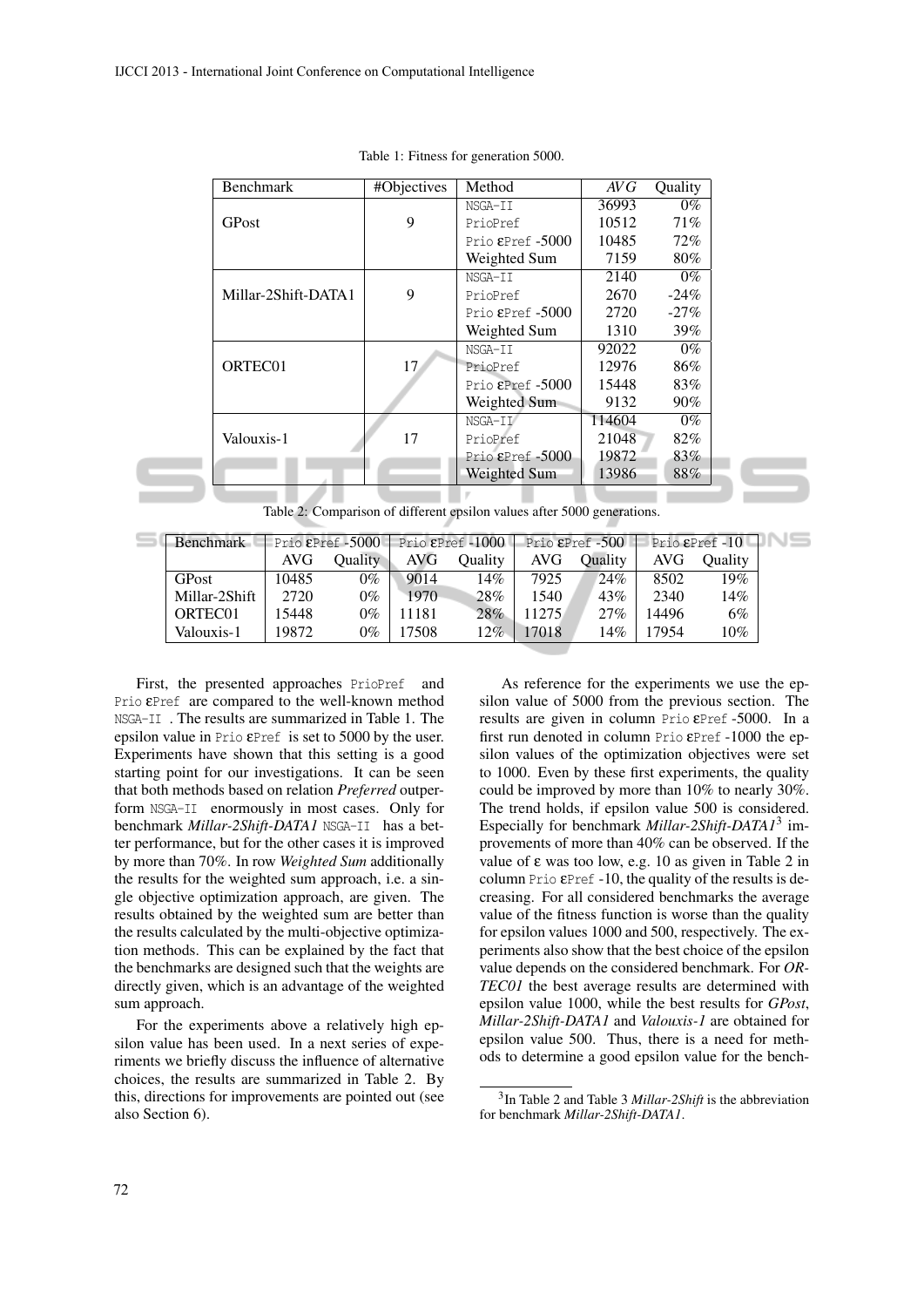Table 1: Fitness for generation 5000.

| Benchmark | #Objectives | Method | *AVG* | Quality |
|---|---|---|---|---|
| GPost | 9 | NSGA-II | 36993 | 0% |
| | | PrioPref | 10512 | 71% |
| | | Prio εPref -5000 | 10485 | 72% |
| | | Weighted Sum | 7159 | 80% |
| Millar-2Shift-DATA1 | 9 | NSGA-II | 2140 | 0% |
| | | PrioPref | 2670 | -24% |
| | | Prio εPref -5000 | 2720 | -27% |
| | | Weighted Sum | 1310 | 39% |
| ORTEC01 | 17 | NSGA-II | 92022 | 0% |
| | | PrioPref | 12976 | 86% |
| | | Prio εPref -5000 | 15448 | 83% |
| | | Weighted Sum | 9132 | 90% |
| Valouxis-1 | 17 | NSGA-II | 114604 | 0% |
| | | PrioPref | 21048 | 82% |
| | | Prio εPref -5000 | 19872 | 83% |
| | | Weighted Sum | 13986 | 88% |

Table 2: Comparison of different epsilon values after 5000 generations.

| Benchmark | Prio εPref -5000 | | Prio εPref -1000 | | Prio εPref -500 | | Prio εPref -10 | |
|---|---|---|---|---|---|---|---|---|
| | AVG | Quality | AVG | Quality | AVG | Quality | AVG | Quality |
| GPost | 10485 | 0% | 9014 | 14% | 7925 | 24% | 8502 | 19% |
| Millar-2Shift | 2720 | 0% | 1970 | 28% | 1540 | 43% | 2340 | 14% |
| ORTEC01 | 15448 | 0% | 11181 | 28% | 11275 | 27% | 14496 | 6% |
| Valouxis-1 | 19872 | 0% | 17508 | 12% | 17018 | 14% | 17954 | 10% |

First, the presented approaches PrioPref and Prio εPref are compared to the well-known method NSGA-II . The results are summarized in Table 1. The epsilon value in Prio εPref is set to 5000 by the user. Experiments have shown that this setting is a good starting point for our investigations. It can be seen that both methods based on relation *Preferred* outperform NSGA-II enormously in most cases. Only for benchmark *Millar-2Shift-DATA1* NSGA-II has a better performance, but for the other cases it is improved by more than 70%. In row *Weighted Sum* additionally the results for the weighted sum approach, i.e. a single objective optimization approach, are given. The results obtained by the weighted sum are better than the results calculated by the multi-objective optimization methods. This can be explained by the fact that the benchmarks are designed such that the weights are directly given, which is an advantage of the weighted sum approach.

For the experiments above a relatively high epsilon value has been used. In a next series of experiments we briefly discuss the influence of alternative choices, the results are summarized in Table 2. By this, directions for improvements are pointed out (see also Section 6).

As reference for the experiments we use the epsilon value of 5000 from the previous section. The results are given in column Prio εPref -5000. In a first run denoted in column Prio εPref -1000 the epsilon values of the optimization objectives were set to 1000. Even by these first experiments, the quality could be improved by more than 10% to nearly 30%. The trend holds, if epsilon value 500 is considered. Especially for benchmark *Millar-2Shift-DATA1*[3] improvements of more than 40% can be observed. If the value of ε was too low, e.g. 10 as given in Table 2 in column Prio εPref -10, the quality of the results is decreasing. For all considered benchmarks the average value of the fitness function is worse than the quality for epsilon values 1000 and 500, respectively. The experiments also show that the best choice of the epsilon value depends on the considered benchmark. For *ORTEC01* the best average results are determined with epsilon value 1000, while the best results for *GPost*, *Millar-2Shift-DATA1* and *Valouxis-1* are obtained for epsilon value 500. Thus, there is a need for methods to determine a good epsilon value for the bench-

[3] In Table 2 and Table 3 *Millar-2Shift* is the abbreviation for benchmark *Millar-2Shift-DATA1*.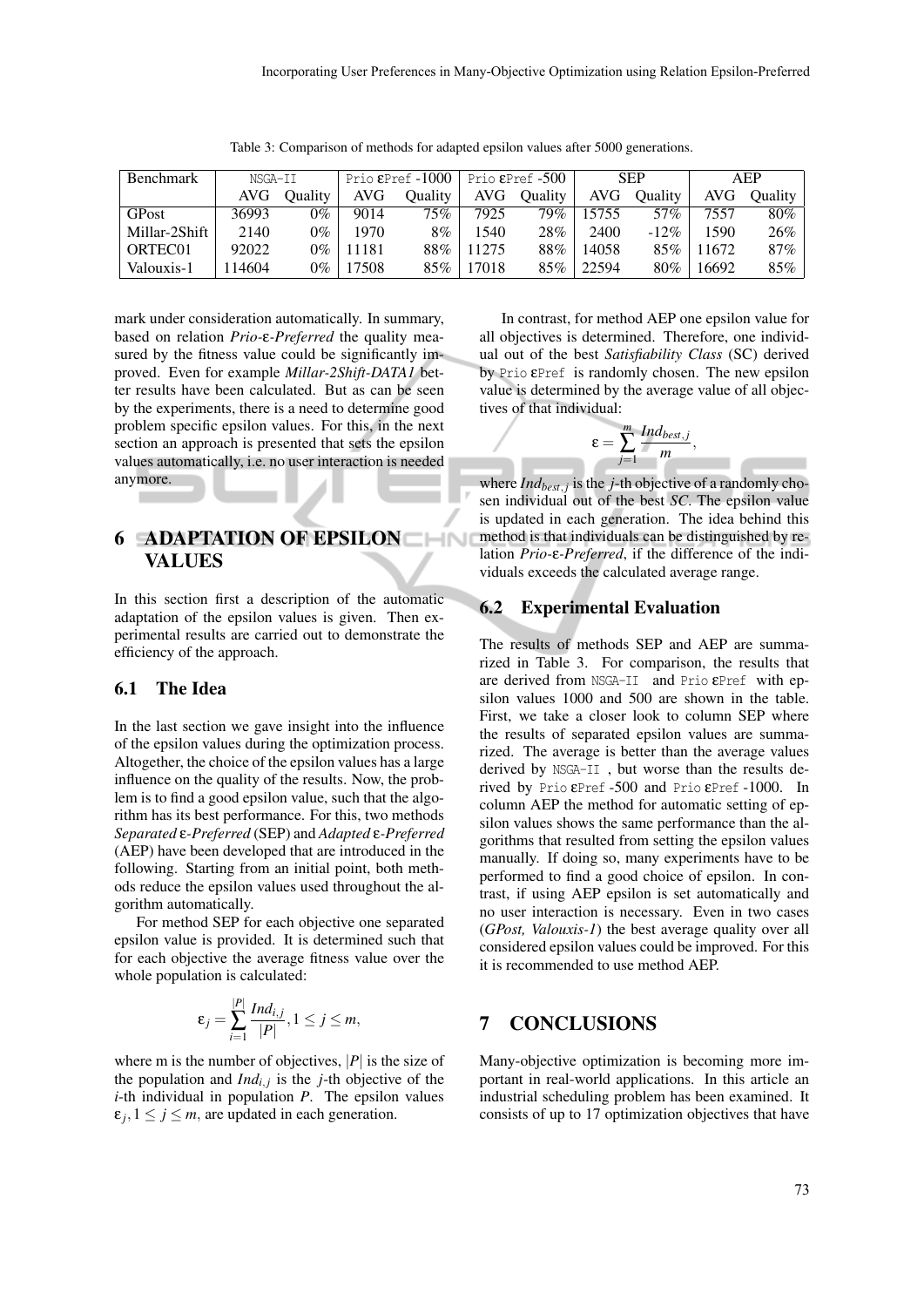Table 3: Comparison of methods for adapted epsilon values after 5000 generations.

| Benchmark | NSGA-II | | Prio εPref -1000 | | Prio εPref -500 | | SEP | | AEP | |
|---|---|---|---|---|---|---|---|---|---|---|
| | AVG | Quality | AVG | Quality | AVG | Quality | AVG | Quality | AVG | Quality |
| GPost | 36993 | 0% | 9014 | 75% | 7925 | 79% | 15755 | 57% | 7557 | 80% |
| Millar-2Shift | 2140 | 0% | 1970 | 8% | 1540 | 28% | 2400 | -12% | 1590 | 26% |
| ORTEC01 | 92022 | 0% | 11181 | 88% | 11275 | 88% | 14058 | 85% | 11672 | 87% |
| Valouxis-1 | 114604 | 0% | 17508 | 85% | 17018 | 85% | 22594 | 80% | 16692 | 85% |

mark under consideration automatically. In summary, based on relation *Prio-ε-Preferred* the quality measured by the fitness value could be significantly improved. Even for example *Millar-2Shift-DATA1* better results have been calculated. But as can be seen by the experiments, there is a need to determine good problem specific epsilon values. For this, in the next section an approach is presented that sets the epsilon values automatically, i.e. no user interaction is needed anymore.

## 6 ADAPTATION OF EPSILON VALUES

In this section first a description of the automatic adaptation of the epsilon values is given. Then experimental results are carried out to demonstrate the efficiency of the approach.

### 6.1 The Idea

In the last section we gave insight into the influence of the epsilon values during the optimization process. Altogether, the choice of the epsilon values has a large influence on the quality of the results. Now, the problem is to find a good epsilon value, such that the algorithm has its best performance. For this, two methods *Separated ε-Preferred* (SEP) and *Adapted ε-Preferred* (AEP) have been developed that are introduced in the following. Starting from an initial point, both methods reduce the epsilon values used throughout the algorithm automatically.

For method SEP for each objective one separated epsilon value is provided. It is determined such that for each objective the average fitness value over the whole population is calculated:

$$\varepsilon_j = \sum_{i=1}^{|P|} \frac{Ind_{i,j}}{|P|}, 1 \leq j \leq m,$$

where m is the number of objectives, $|P|$ is the size of the population and $Ind_{i,j}$ is the $j$-th objective of the $i$-th individual in population $P$. The epsilon values $\varepsilon_j, 1 \leq j \leq m$, are updated in each generation.

In contrast, for method AEP one epsilon value for all objectives is determined. Therefore, one individual out of the best *Satisfiability Class* (SC) derived by Prio εPref is randomly chosen. The new epsilon value is determined by the average value of all objectives of that individual:

$$\varepsilon = \sum_{j=1}^{m} \frac{Ind_{best,j}}{m},$$

where $Ind_{best,j}$ is the $j$-th objective of a randomly chosen individual out of the best *SC*. The epsilon value is updated in each generation. The idea behind this method is that individuals can be distinguished by relation *Prio-ε-Preferred*, if the difference of the individuals exceeds the calculated average range.

### 6.2 Experimental Evaluation

The results of methods SEP and AEP are summarized in Table 3. For comparison, the results that are derived from NSGA-II and Prio εPref with epsilon values 1000 and 500 are shown in the table. First, we take a closer look to column SEP where the results of separated epsilon values are summarized. The average is better than the average values derived by NSGA-II , but worse than the results derived by Prio εPref -500 and Prio εPref -1000. In column AEP the method for automatic setting of epsilon values shows the same performance than the algorithms that resulted from setting the epsilon values manually. If doing so, many experiments have to be performed to find a good choice of epsilon. In contrast, if using AEP epsilon is set automatically and no user interaction is necessary. Even in two cases (*GPost, Valouxis-1*) the best average quality over all considered epsilon values could be improved. For this it is recommended to use method AEP.

## 7 CONCLUSIONS

Many-objective optimization is becoming more important in real-world applications. In this article an industrial scheduling problem has been examined. It consists of up to 17 optimization objectives that have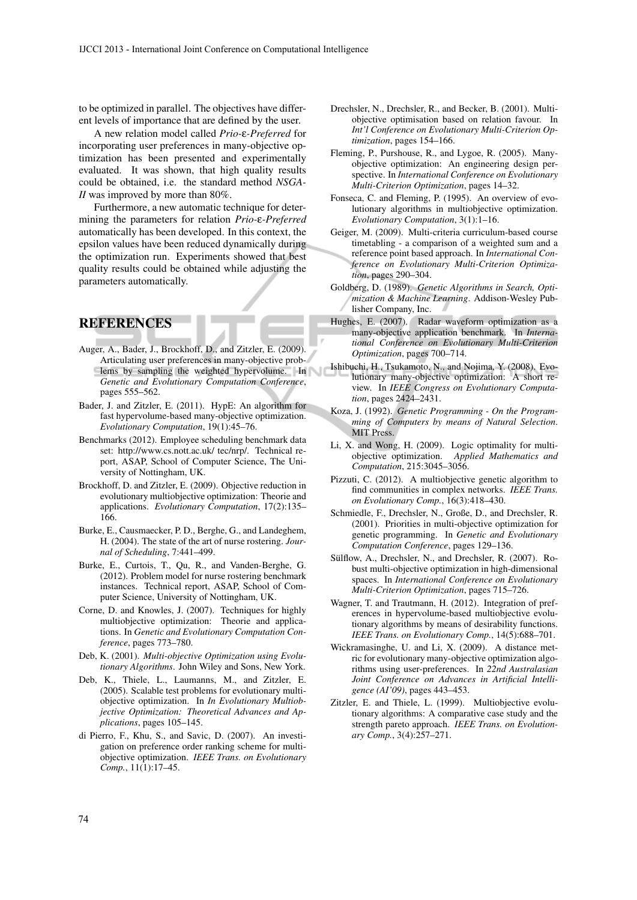to be optimized in parallel. The objectives have different levels of importance that are defined by the user.

A new relation model called *Prio-ε-Preferred* for incorporating user preferences in many-objective optimization has been presented and experimentally evaluated. It was shown, that high quality results could be obtained, i.e. the standard method *NSGA-II* was improved by more than 80%.

Furthermore, a new automatic technique for determining the parameters for relation *Prio-ε-Preferred* automatically has been developed. In this context, the epsilon values have been reduced dynamically during the optimization run. Experiments showed that best quality results could be obtained while adjusting the parameters automatically.

## REFERENCES

Auger, A., Bader, J., Brockhoff, D., and Zitzler, E. (2009). Articulating user preferences in many-objective problems by sampling the weighted hypervolume. In *Genetic and Evolutionary Computation Conference*, pages 555–562.

Bader, J. and Zitzler, E. (2011). HypE: An algorithm for fast hypervolume-based many-objective optimization. *Evolutionary Computation*, 19(1):45–76.

Benchmarks (2012). Employee scheduling benchmark data set: http://www.cs.nott.ac.uk/ tec/nrp/. Technical report, ASAP, School of Computer Science, The University of Nottingham, UK.

Brockhoff, D. and Zitzler, E. (2009). Objective reduction in evolutionary multiobjective optimization: Theorie and applications. *Evolutionary Computation*, 17(2):135–166.

Burke, E., Causmaecker, P. D., Berghe, G., and Landeghem, H. (2004). The state of the art of nurse rostering. *Journal of Scheduling*, 7:441–499.

Burke, E., Curtois, T., Qu, R., and Vanden-Berghe, G. (2012). Problem model for nurse rostering benchmark instances. Technical report, ASAP, School of Computer Science, University of Nottingham, UK.

Corne, D. and Knowles, J. (2007). Techniques for highly multiobjective optimization: Theorie and applications. In *Genetic and Evolutionary Computation Conference*, pages 773–780.

Deb, K. (2001). *Multi-objective Optimization using Evolutionary Algorithms*. John Wiley and Sons, New York.

Deb, K., Thiele, L., Laumanns, M., and Zitzler, E. (2005). Scalable test problems for evolutionary multiobjective optimization. In *In Evolutionary Multiobjective Optimization: Theoretical Advances and Applications*, pages 105–145.

di Pierro, F., Khu, S., and Savic, D. (2007). An investigation on preference order ranking scheme for multiobjective optimization. *IEEE Trans. on Evolutionary Comp.*, 11(1):17–45.

Drechsler, N., Drechsler, R., and Becker, B. (2001). Multiobjective optimisation based on relation favour. In *Int'l Conference on Evolutionary Multi-Criterion Optimization*, pages 154–166.

Fleming, P., Purshouse, R., and Lygoe, R. (2005). Many-objective optimization: An engineering design perspective. In *International Conference on Evolutionary Multi-Criterion Optimization*, pages 14–32.

Fonseca, C. and Fleming, P. (1995). An overview of evolutionary algorithms in multiobjective optimization. *Evolutionary Computation*, 3(1):1–16.

Geiger, M. (2009). Multi-criteria curriculum-based course timetabling - a comparison of a weighted sum and a reference point based approach. In *International Conference on Evolutionary Multi-Criterion Optimization*, pages 290–304.

Goldberg, D. (1989). *Genetic Algorithms in Search, Optimization & Machine Learning*. Addison-Wesley Publisher Company, Inc.

Hughes, E. (2007). Radar waveform optimization as a many-objective application benchmark. In *International Conference on Evolutionary Multi-Criterion Optimization*, pages 700–714.

Ishibuchi, H., Tsukamoto, N., and Nojima, Y. (2008). Evolutionary many-objective optimization: A short review. In *IEEE Congress on Evolutionary Computation*, pages 2424–2431.

Koza, J. (1992). *Genetic Programming - On the Programming of Computers by means of Natural Selection*. MIT Press.

Li, X. and Wong, H. (2009). Logic optimality for multiobjective optimization. *Applied Mathematics and Computation*, 215:3045–3056.

Pizzuti, C. (2012). A multiobjective genetic algorithm to find communities in complex networks. *IEEE Trans. on Evolutionary Comp.*, 16(3):418–430.

Schmiedle, F., Drechsler, N., Große, D., and Drechsler, R. (2001). Priorities in multi-objective optimization for genetic programming. In *Genetic and Evolutionary Computation Conference*, pages 129–136.

Sülflow, A., Drechsler, N., and Drechsler, R. (2007). Robust multi-objective optimization in high-dimensional spaces. In *International Conference on Evolutionary Multi-Criterion Optimization*, pages 715–726.

Wagner, T. and Trautmann, H. (2012). Integration of preferences in hypervolume-based multiobjective evolutionary algorithms by means of desirability functions. *IEEE Trans. on Evolutionary Comp.*, 14(5):688–701.

Wickramasinghe, U. and Li, X. (2009). A distance metric for evolutionary many-objective optimization algorithms using user-preferences. In *22nd Australasian Joint Conference on Advances in Artificial Intelligence (AI'09)*, pages 443–453.

Zitzler, E. and Thiele, L. (1999). Multiobjective evolutionary algorithms: A comparative case study and the strength pareto approach. *IEEE Trans. on Evolutionary Comp.*, 3(4):257–271.